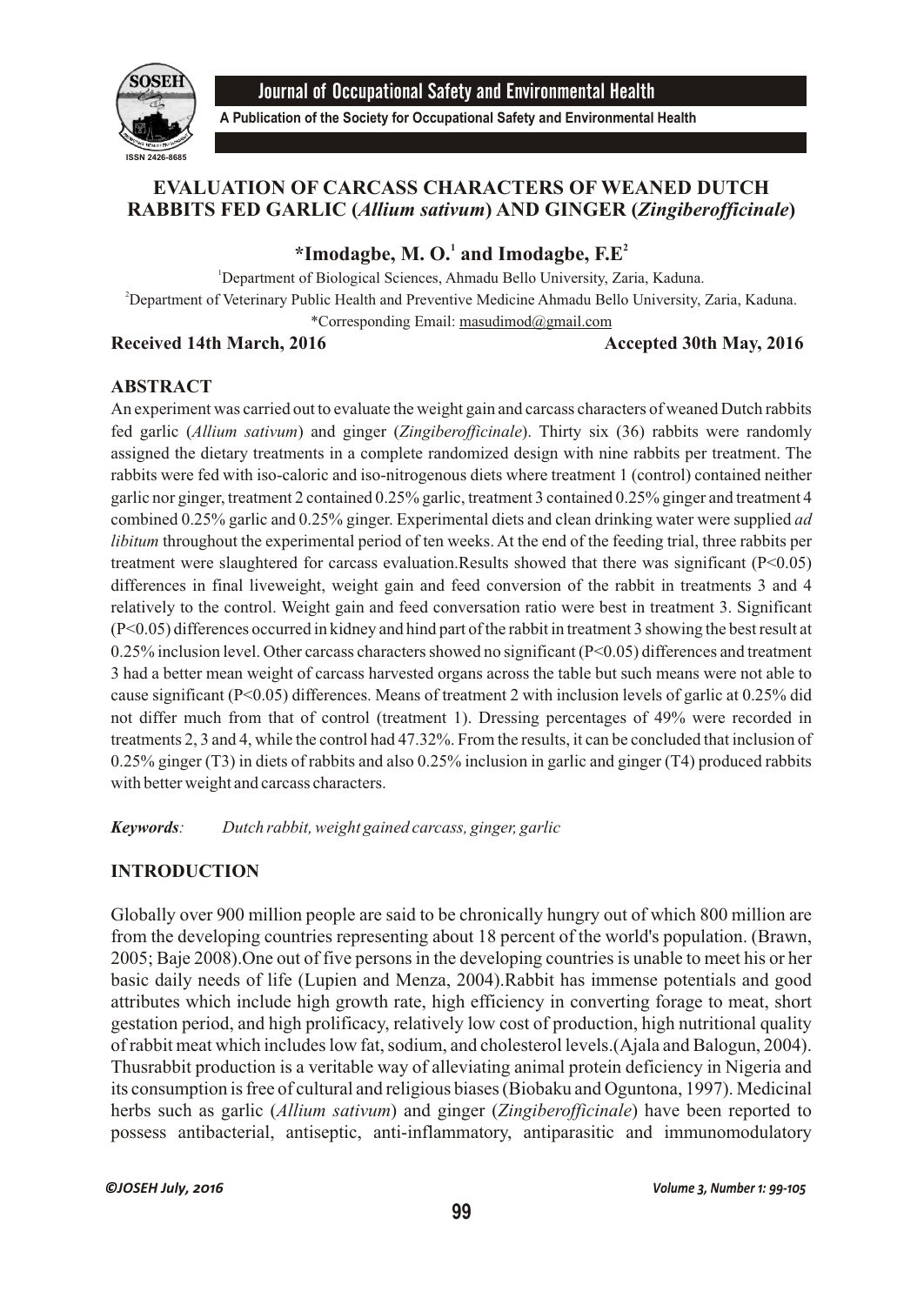# EVALUATION OF CARCASS CHARACTERS OF WEANED DUTCH RABBITS FED GARLIC (*Allium sativum*) AND GINGER (*Zingiberofficinale*)

**\*Imodagbe, M. O.[1] and Imodagbe, F.E[2]**

[1]Department of Biological Sciences, Ahmadu Bello University, Zaria, Kaduna.

[2]Department of Veterinary Public Health and Preventive Medicine Ahmadu Bello University, Zaria, Kaduna.

\*Corresponding Email: masudimod@gmail.com

**Received 14th March, 2016** **Accepted 30th May, 2016**

## ABSTRACT

An experiment was carried out to evaluate the weight gain and carcass characters of weaned Dutch rabbits fed garlic (*Allium sativum*) and ginger (*Zingiberofficinale*). Thirty six (36) rabbits were randomly assigned the dietary treatments in a complete randomized design with nine rabbits per treatment. The rabbits were fed with iso-caloric and iso-nitrogenous diets where treatment 1 (control) contained neither garlic nor ginger, treatment 2 contained 0.25% garlic, treatment 3 contained 0.25% ginger and treatment 4 combined 0.25% garlic and 0.25% ginger. Experimental diets and clean drinking water were supplied *ad libitum* throughout the experimental period of ten weeks. At the end of the feeding trial, three rabbits per treatment were slaughtered for carcass evaluation.Results showed that there was significant ($P<0.05$) differences in final liveweight, weight gain and feed conversion of the rabbit in treatments 3 and 4 relatively to the control. Weight gain and feed conversation ratio were best in treatment 3. Significant ($P<0.05$) differences occurred in kidney and hind part of the rabbit in treatment 3 showing the best result at 0.25% inclusion level. Other carcass characters showed no significant ($P<0.05$) differences and treatment 3 had a better mean weight of carcass harvested organs across the table but such means were not able to cause significant ($P<0.05$) differences. Means of treatment 2 with inclusion levels of garlic at 0.25% did not differ much from that of control (treatment 1). Dressing percentages of 49% were recorded in treatments 2, 3 and 4, while the control had 47.32%. From the results, it can be concluded that inclusion of 0.25% ginger (T3) in diets of rabbits and also 0.25% inclusion in garlic and ginger (T4) produced rabbits with better weight and carcass characters.

***Keywords****:* *Dutch rabbit, weight gained carcass, ginger, garlic*

## INTRODUCTION

Globally over 900 million people are said to be chronically hungry out of which 800 million are from the developing countries representing about 18 percent of the world's population. (Brawn, 2005; Baje 2008).One out of five persons in the developing countries is unable to meet his or her basic daily needs of life (Lupien and Menza, 2004).Rabbit has immense potentials and good attributes which include high growth rate, high efficiency in converting forage to meat, short gestation period, and high prolificacy, relatively low cost of production, high nutritional quality of rabbit meat which includes low fat, sodium, and cholesterol levels.(Ajala and Balogun, 2004). Thusrabbit production is a veritable way of alleviating animal protein deficiency in Nigeria and its consumption is free of cultural and religious biases (Biobaku and Oguntona, 1997). Medicinal herbs such as garlic (*Allium sativum*) and ginger (*Zingiberofficinale*) have been reported to possess antibacterial, antiseptic, anti-inflammatory, antiparasitic and immunomodulatory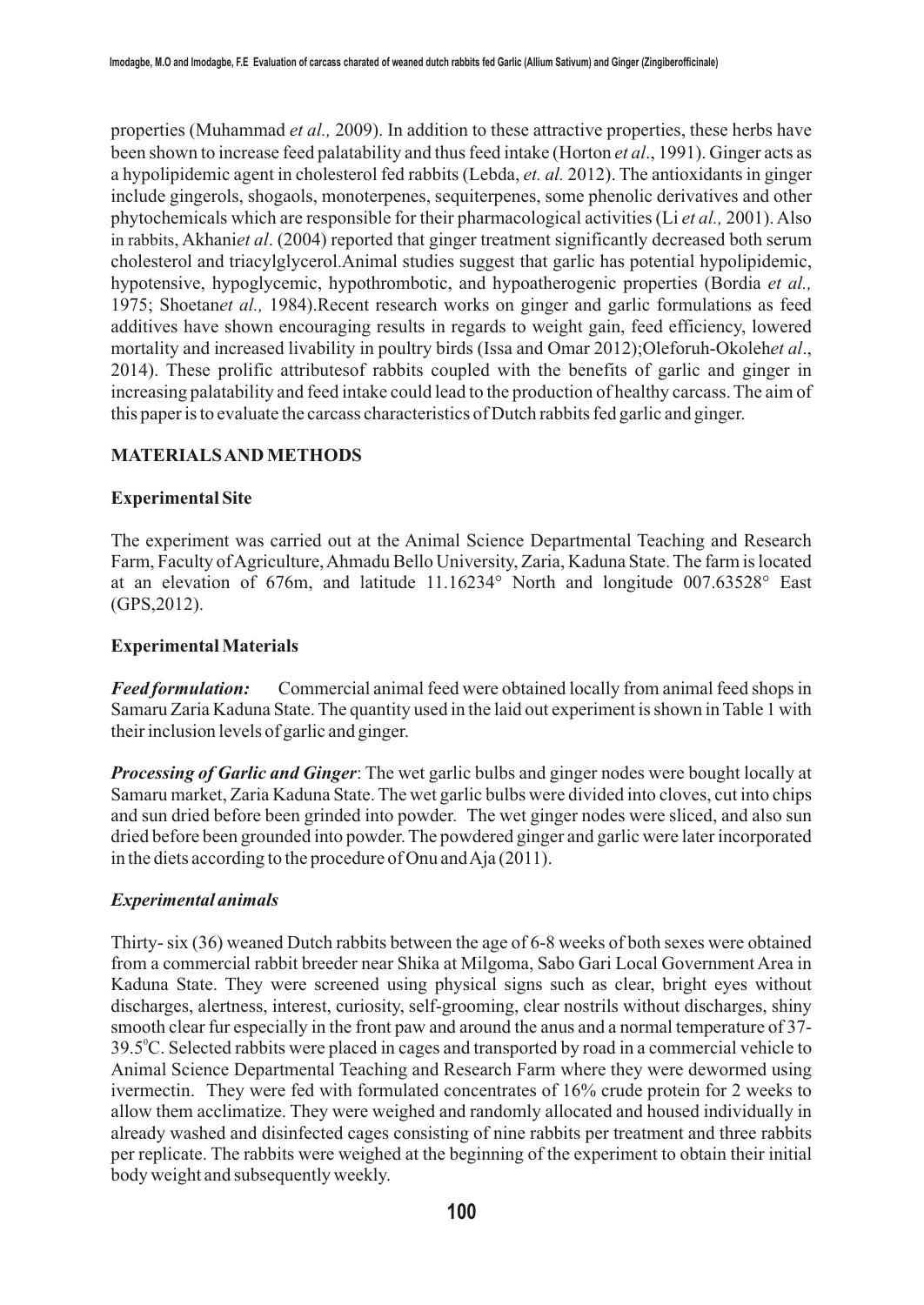properties (Muhammad *et al.,* 2009). In addition to these attractive properties, these herbs have been shown to increase feed palatability and thus feed intake (Horton *et al*., 1991). Ginger acts as a hypolipidemic agent in cholesterol fed rabbits (Lebda, *et. al.* 2012). The antioxidants in ginger include gingerols, shogaols, monoterpenes, sequiterpenes, some phenolic derivatives and other phytochemicals which are responsible for their pharmacological activities (Li *et al.,* 2001). Also in rabbits, Akhani*et al*. (2004) reported that ginger treatment significantly decreased both serum cholesterol and triacylglycerol.Animal studies suggest that garlic has potential hypolipidemic, hypotensive, hypoglycemic, hypothrombotic, and hypoatherogenic properties (Bordia *et al.,* 1975; Shoetan*et al.,* 1984).Recent research works on ginger and garlic formulations as feed additives have shown encouraging results in regards to weight gain, feed efficiency, lowered mortality and increased livability in poultry birds (Issa and Omar 2012);Oleforuh-Okoleh*et al*., 2014). These prolific attributesof rabbits coupled with the benefits of garlic and ginger in increasing palatability and feed intake could lead to the production of healthy carcass. The aim of this paper is to evaluate the carcass characteristics of Dutch rabbits fed garlic and ginger.

## MATERIALS AND METHODS

### Experimental Site

The experiment was carried out at the Animal Science Departmental Teaching and Research Farm, Faculty of Agriculture, Ahmadu Bello University, Zaria, Kaduna State. The farm is located at an elevation of 676m, and latitude 11.16234° North and longitude 007.63528° East (GPS,2012).

### Experimental Materials

***Feed formulation:*** Commercial animal feed were obtained locally from animal feed shops in Samaru Zaria Kaduna State. The quantity used in the laid out experiment is shown in Table 1 with their inclusion levels of garlic and ginger.

***Processing of Garlic and Ginger***: The wet garlic bulbs and ginger nodes were bought locally at Samaru market, Zaria Kaduna State. The wet garlic bulbs were divided into cloves, cut into chips and sun dried before been grinded into powder. The wet ginger nodes were sliced, and also sun dried before been grounded into powder. The powdered ginger and garlic were later incorporated in the diets according to the procedure of Onu and Aja (2011).

### *Experimental animals*

Thirty- six (36) weaned Dutch rabbits between the age of 6-8 weeks of both sexes were obtained from a commercial rabbit breeder near Shika at Milgoma, Sabo Gari Local Government Area in Kaduna State. They were screened using physical signs such as clear, bright eyes without discharges, alertness, interest, curiosity, self-grooming, clear nostrils without discharges, shiny smooth clear fur especially in the front paw and around the anus and a normal temperature of 37-39.5°C. Selected rabbits were placed in cages and transported by road in a commercial vehicle to Animal Science Departmental Teaching and Research Farm where they were dewormed using ivermectin. They were fed with formulated concentrates of 16% crude protein for 2 weeks to allow them acclimatize. They were weighed and randomly allocated and housed individually in already washed and disinfected cages consisting of nine rabbits per treatment and three rabbits per replicate. The rabbits were weighed at the beginning of the experiment to obtain their initial body weight and subsequently weekly.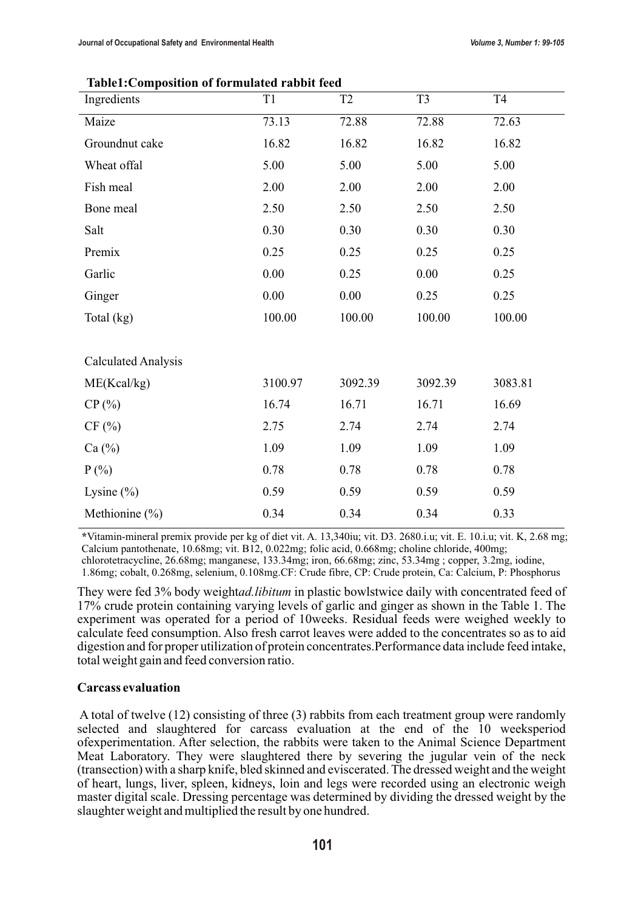**Table1:Composition of formulated rabbit feed**

| Ingredients | T1 | T2 | T3 | T4 |
|---|---|---|---|---|
| Maize | 73.13 | 72.88 | 72.88 | 72.63 |
| Groundnut cake | 16.82 | 16.82 | 16.82 | 16.82 |
| Wheat offal | 5.00 | 5.00 | 5.00 | 5.00 |
| Fish meal | 2.00 | 2.00 | 2.00 | 2.00 |
| Bone meal | 2.50 | 2.50 | 2.50 | 2.50 |
| Salt | 0.30 | 0.30 | 0.30 | 0.30 |
| Premix | 0.25 | 0.25 | 0.25 | 0.25 |
| Garlic | 0.00 | 0.25 | 0.00 | 0.25 |
| Ginger | 0.00 | 0.00 | 0.25 | 0.25 |
| Total (kg) | 100.00 | 100.00 | 100.00 | 100.00 |
| | | | | |
| Calculated Analysis | | | | |
| ME(Kcal/kg) | 3100.97 | 3092.39 | 3092.39 | 3083.81 |
| CP (%) | 16.74 | 16.71 | 16.71 | 16.69 |
| CF (%) | 2.75 | 2.74 | 2.74 | 2.74 |
| Ca (%) | 1.09 | 1.09 | 1.09 | 1.09 |
| P (%) | 0.78 | 0.78 | 0.78 | 0.78 |
| Lysine (%) | 0.59 | 0.59 | 0.59 | 0.59 |
| Methionine (%) | 0.34 | 0.34 | 0.34 | 0.33 |

*Vitamin-mineral premix provide per kg of diet vit. A. 13,340iu; vit. D3. 2680.i.u; vit. E. 10.i.u; vit. K, 2.68 mg; Calcium pantothenate, 10.68mg; vit. B12, 0.022mg; folic acid, 0.668mg; choline chloride, 400mg; chlorotetracycline, 26.68mg; manganese, 133.34mg; iron, 66.68mg; zinc, 53.34mg ; copper, 3.2mg, iodine, 1.86mg; cobalt, 0.268mg, selenium, 0.108mg.CF: Crude fibre, CP: Crude protein, Ca: Calcium, P: Phosphorus

They were fed 3% body weight*ad.libitum* in plastic bowlstwice daily with concentrated feed of 17% crude protein containing varying levels of garlic and ginger as shown in the Table 1. The experiment was operated for a period of 10weeks. Residual feeds were weighed weekly to calculate feed consumption. Also fresh carrot leaves were added to the concentrates so as to aid digestion and for proper utilization of protein concentrates.Performance data include feed intake, total weight gain and feed conversion ratio.

**Carcass evaluation**

A total of twelve (12) consisting of three (3) rabbits from each treatment group were randomly selected and slaughtered for carcass evaluation at the end of the 10 weeksperiod ofexperimentation. After selection, the rabbits were taken to the Animal Science Department Meat Laboratory. They were slaughtered there by severing the jugular vein of the neck (transection) with a sharp knife, bled skinned and eviscerated. The dressed weight and the weight of heart, lungs, liver, spleen, kidneys, loin and legs were recorded using an electronic weigh master digital scale. Dressing percentage was determined by dividing the dressed weight by the slaughter weight and multiplied the result by one hundred.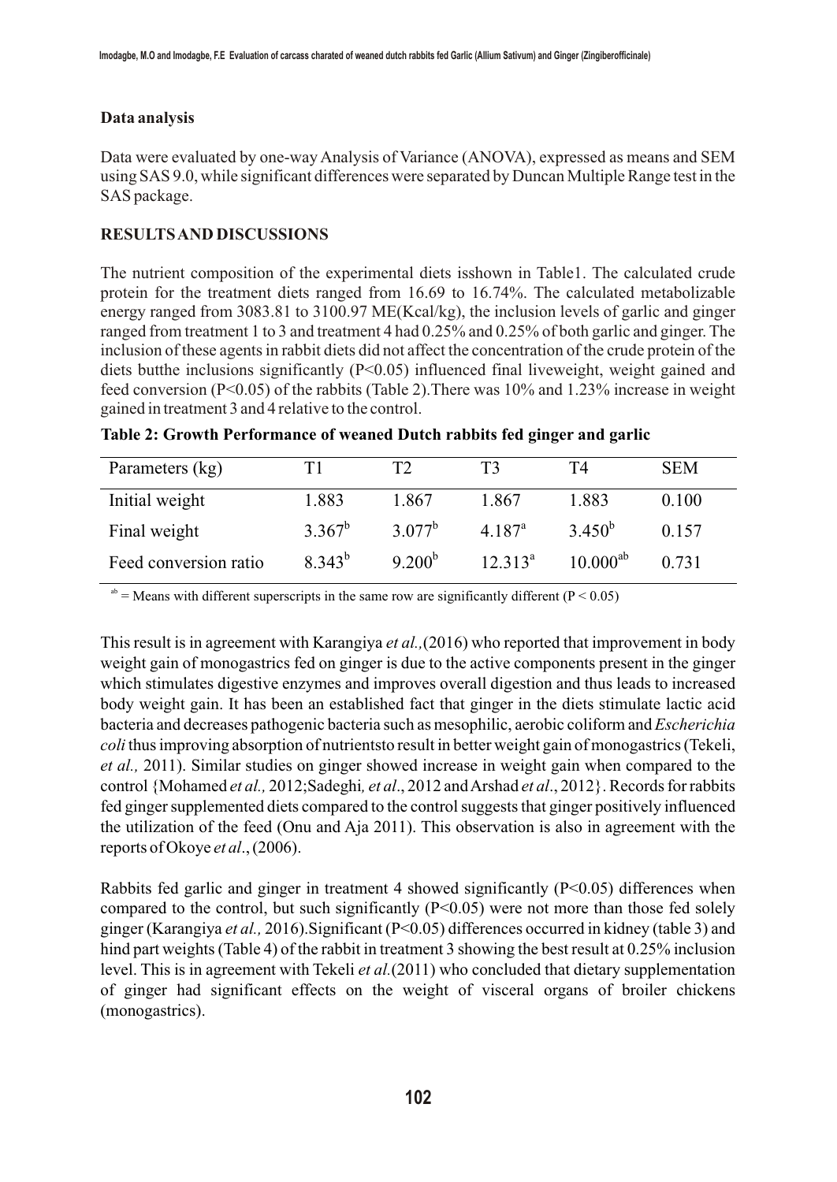**Data analysis**

Data were evaluated by one-way Analysis of Variance (ANOVA), expressed as means and SEM using SAS 9.0, while significant differences were separated by Duncan Multiple Range test in the SAS package.

**RESULTS AND DISCUSSIONS**

The nutrient composition of the experimental diets isshown in Table1. The calculated crude protein for the treatment diets ranged from 16.69 to 16.74%. The calculated metabolizable energy ranged from 3083.81 to 3100.97 ME(Kcal/kg), the inclusion levels of garlic and ginger ranged from treatment 1 to 3 and treatment 4 had 0.25% and 0.25% of both garlic and ginger. The inclusion of these agents in rabbit diets did not affect the concentration of the crude protein of the diets butthe inclusions significantly (P<0.05) influenced final liveweight, weight gained and feed conversion (P<0.05) of the rabbits (Table 2).There was 10% and 1.23% increase in weight gained in treatment 3 and 4 relative to the control.

**Table 2: Growth Performance of weaned Dutch rabbits fed ginger and garlic**

| Parameters (kg) | T1 | T2 | T3 | T4 | SEM |
|---|---|---|---|---|---|
| Initial weight | 1.883 | 1.867 | 1.867 | 1.883 | 0.100 |
| Final weight | 3.367[b] | 3.077[b] | 4.187[a] | 3.450[b] | 0.157 |
| Feed conversion ratio | 8.343[b] | 9.200[b] | 12.313[a] | 10.000[ab] | 0.731 |

[ab] = Means with different superscripts in the same row are significantly different (P < 0.05)

This result is in agreement with Karangiya *et al.,*(2016) who reported that improvement in body weight gain of monogastrics fed on ginger is due to the active components present in the ginger which stimulates digestive enzymes and improves overall digestion and thus leads to increased body weight gain. It has been an established fact that ginger in the diets stimulate lactic acid bacteria and decreases pathogenic bacteria such as mesophilic, aerobic coliform and *Escherichia coli* thus improving absorption of nutrientsto result in better weight gain of monogastrics (Tekeli, *et al.,* 2011). Similar studies on ginger showed increase in weight gain when compared to the control {Mohamed *et al.,* 2012;Sadeghi*, et al*., 2012 and Arshad *et al*., 2012}. Records for rabbits fed ginger supplemented diets compared to the control suggests that ginger positively influenced the utilization of the feed (Onu and Aja 2011). This observation is also in agreement with the reports of Okoye *et al*., (2006).

Rabbits fed garlic and ginger in treatment 4 showed significantly (P<0.05) differences when compared to the control, but such significantly (P<0.05) were not more than those fed solely ginger (Karangiya *et al.,* 2016).Significant (P<0.05) differences occurred in kidney (table 3) and hind part weights (Table 4) of the rabbit in treatment 3 showing the best result at 0.25% inclusion level. This is in agreement with Tekeli *et al.*(2011) who concluded that dietary supplementation of ginger had significant effects on the weight of visceral organs of broiler chickens (monogastrics).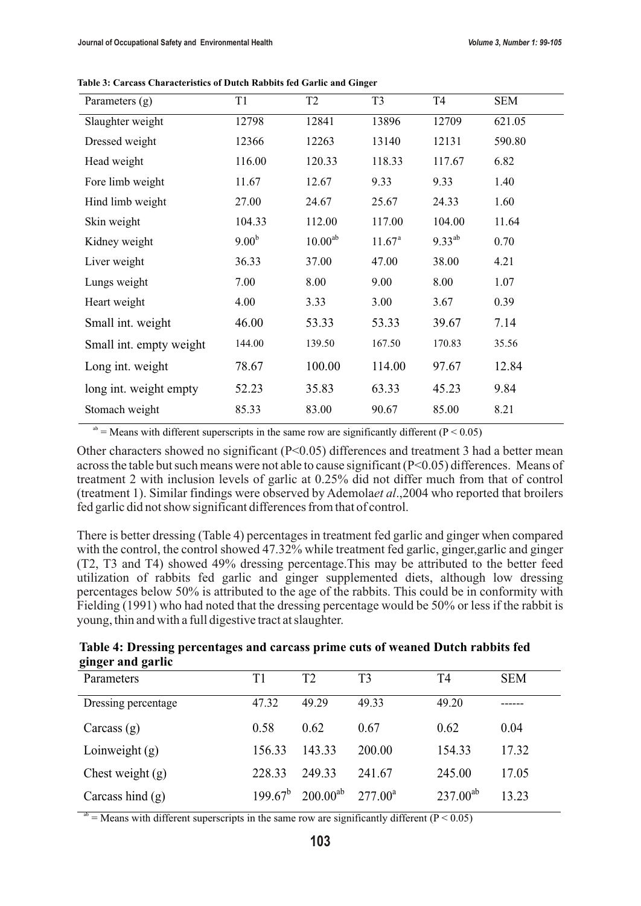**Table 3: Carcass Characteristics of Dutch Rabbits fed Garlic and Ginger**

| Parameters (g) | T1 | T2 | T3 | T4 | SEM |
|---|---|---|---|---|---|
| Slaughter weight | 12798 | 12841 | 13896 | 12709 | 621.05 |
| Dressed weight | 12366 | 12263 | 13140 | 12131 | 590.80 |
| Head weight | 116.00 | 120.33 | 118.33 | 117.67 | 6.82 |
| Fore limb weight | 11.67 | 12.67 | 9.33 | 9.33 | 1.40 |
| Hind limb weight | 27.00 | 24.67 | 25.67 | 24.33 | 1.60 |
| Skin weight | 104.33 | 112.00 | 117.00 | 104.00 | 11.64 |
| Kidney weight | $9.00^{b}$ | $10.00^{ab}$ | $11.67^{a}$ | $9.33^{ab}$ | 0.70 |
| Liver weight | 36.33 | 37.00 | 47.00 | 38.00 | 4.21 |
| Lungs weight | 7.00 | 8.00 | 9.00 | 8.00 | 1.07 |
| Heart weight | 4.00 | 3.33 | 3.00 | 3.67 | 0.39 |
| Small int. weight | 46.00 | 53.33 | 53.33 | 39.67 | 7.14 |
| Small int. empty weight | 144.00 | 139.50 | 167.50 | 170.83 | 35.56 |
| Long int. weight | 78.67 | 100.00 | 114.00 | 97.67 | 12.84 |
| long int. weight empty | 52.23 | 35.83 | 63.33 | 45.23 | 9.84 |
| Stomach weight | 85.33 | 83.00 | 90.67 | 85.00 | 8.21 |

$^{ab}$ = Means with different superscripts in the same row are significantly different ($P < 0.05$)

Other characters showed no significant ($P<0.05$) differences and treatment 3 had a better mean across the table but such means were not able to cause significant ($P<0.05$) differences. Means of treatment 2 with inclusion levels of garlic at 0.25% did not differ much from that of control (treatment 1). Similar findings were observed by Ademola*et al*.,2004 who reported that broilers fed garlic did not show significant differences from that of control.

There is better dressing (Table 4) percentages in treatment fed garlic and ginger when compared with the control, the control showed 47.32% while treatment fed garlic, ginger,garlic and ginger (T2, T3 and T4) showed 49% dressing percentage.This may be attributed to the better feed utilization of rabbits fed garlic and ginger supplemented diets, although low dressing percentages below 50% is attributed to the age of the rabbits. This could be in conformity with Fielding (1991) who had noted that the dressing percentage would be 50% or less if the rabbit is young, thin and with a full digestive tract at slaughter.

**Table 4: Dressing percentages and carcass prime cuts of weaned Dutch rabbits fed ginger and garlic**

| Parameters | T1 | T2 | T3 | T4 | SEM |
|---|---|---|---|---|---|
| Dressing percentage | 47.32 | 49.29 | 49.33 | 49.20 | ------ |
| Carcass (g) | 0.58 | 0.62 | 0.67 | 0.62 | 0.04 |
| Loinweight (g) | 156.33 | 143.33 | 200.00 | 154.33 | 17.32 |
| Chest weight (g) | 228.33 | 249.33 | 241.67 | 245.00 | 17.05 |
| Carcass hind (g) | $199.67^{b}$ | $200.00^{ab}$ | $277.00^{a}$ | $237.00^{ab}$ | 13.23 |

$^{ab}$ = Means with different superscripts in the same row are significantly different ($P < 0.05$)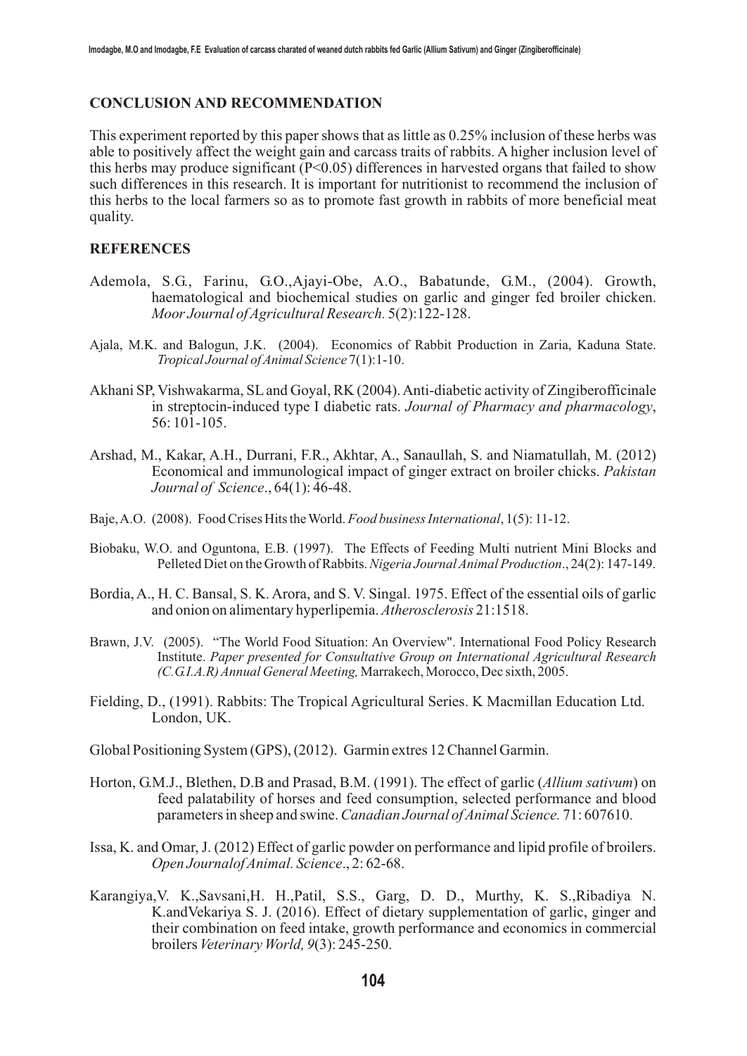## CONCLUSION AND RECOMMENDATION

This experiment reported by this paper shows that as little as 0.25% inclusion of these herbs was able to positively affect the weight gain and carcass traits of rabbits. A higher inclusion level of this herbs may produce significant ($P<0.05$) differences in harvested organs that failed to show such differences in this research. It is important for nutritionist to recommend the inclusion of this herbs to the local farmers so as to promote fast growth in rabbits of more beneficial meat quality.

## REFERENCES

Ademola, S.G., Farinu, G.O.,Ajayi-Obe, A.O., Babatunde, G.M., (2004). Growth, haematological and biochemical studies on garlic and ginger fed broiler chicken. *Moor Journal of Agricultural Research.* 5(2):122-128.

Ajala, M.K. and Balogun, J.K. (2004). Economics of Rabbit Production in Zaria, Kaduna State. *Tropical Journal of Animal Science* 7(1):1-10.

Akhani SP, Vishwakarma, SL and Goyal, RK (2004). Anti-diabetic activity of Zingiberofficinale in streptocin-induced type I diabetic rats. *Journal of Pharmacy and pharmacology*, 56: 101-105.

Arshad, M., Kakar, A.H., Durrani, F.R., Akhtar, A., Sanaullah, S. and Niamatullah, M. (2012) Economical and immunological impact of ginger extract on broiler chicks. *Pakistan Journal of Science*., 64(1): 46-48.

Baje, A.O. (2008). Food Crises Hits the World. *Food business International*, 1(5): 11-12.

Biobaku, W.O. and Oguntona, E.B. (1997). The Effects of Feeding Multi nutrient Mini Blocks and Pelleted Diet on the Growth of Rabbits. *Nigeria Journal Animal Production*., 24(2): 147-149.

Bordia, A., H. C. Bansal, S. K. Arora, and S. V. Singal. 1975. Effect of the essential oils of garlic and onion on alimentary hyperlipemia. *Atherosclerosis* 21:1518.

Brawn, J.V. (2005). "The World Food Situation: An Overview". International Food Policy Research Institute. *Paper presented for Consultative Group on International Agricultural Research (C.G.I.A.R) Annual General Meeting,* Marrakech, Morocco, Dec sixth, 2005.

Fielding, D., (1991). Rabbits: The Tropical Agricultural Series. K Macmillan Education Ltd. London, UK.

Global Positioning System (GPS), (2012). Garmin extres 12 Channel Garmin.

Horton, G.M.J., Blethen, D.B and Prasad, B.M. (1991). The effect of garlic (*Allium sativum*) on feed palatability of horses and feed consumption, selected performance and blood parameters in sheep and swine. *Canadian Journal of Animal Science.* 71: 607610.

Issa, K. and Omar, J. (2012) Effect of garlic powder on performance and lipid profile of broilers. *Open Journalof Animal. Science*., 2: 62-68.

Karangiya,V. K.,Savsani,H. H.,Patil, S.S., Garg, D. D., Murthy, K. S.,Ribadiya N. K.andVekariya S. J. (2016). Effect of dietary supplementation of garlic, ginger and their combination on feed intake, growth performance and economics in commercial broilers *Veterinary World, 9*(3): 245-250.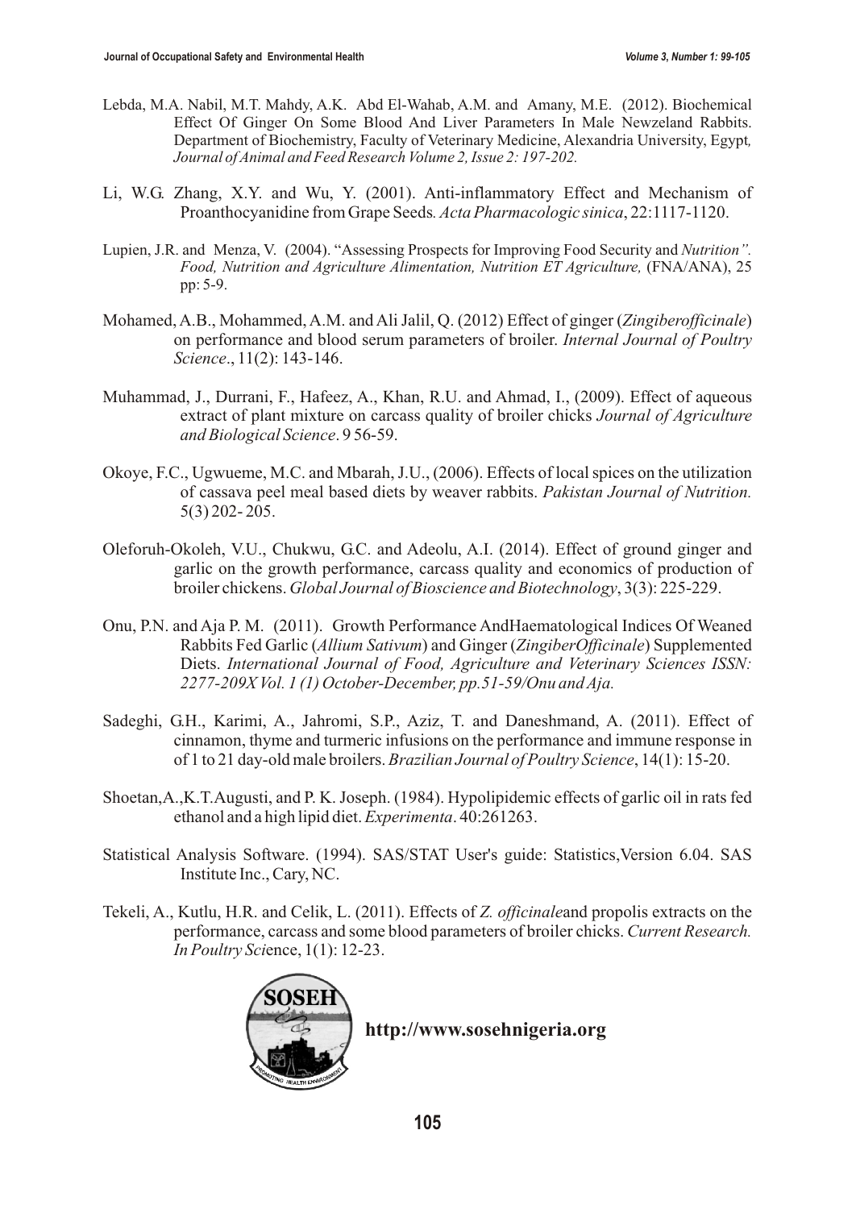Lebda, M.A. Nabil, M.T. Mahdy, A.K. Abd El-Wahab, A.M. and Amany, M.E. (2012). Biochemical Effect Of Ginger On Some Blood And Liver Parameters In Male Newzeland Rabbits. Department of Biochemistry, Faculty of Veterinary Medicine, Alexandria University, Egypt*, Journal of Animal and Feed Research Volume 2, Issue 2: 197-202.*

Li, W.G. Zhang, X.Y. and Wu, Y. (2001). Anti-inflammatory Effect and Mechanism of Proanthocyanidine from Grape Seeds*. Acta Pharmacologic sinica*, 22:1117-1120.

Lupien, J.R. and Menza, V. (2004). "Assessing Prospects for Improving Food Security and *Nutrition". Food, Nutrition and Agriculture Alimentation, Nutrition ET Agriculture,* (FNA/ANA), 25 pp: 5-9.

Mohamed, A.B., Mohammed, A.M. and Ali Jalil, Q. (2012) Effect of ginger (*Zingiberofficinale*) on performance and blood serum parameters of broiler. *Internal Journal of Poultry Science*., 11(2): 143-146.

Muhammad, J., Durrani, F., Hafeez, A., Khan, R.U. and Ahmad, I., (2009). Effect of aqueous extract of plant mixture on carcass quality of broiler chicks *Journal of Agriculture and Biological Science*. 9 56-59.

Okoye, F.C., Ugwueme, M.C. and Mbarah, J.U., (2006). Effects of local spices on the utilization of cassava peel meal based diets by weaver rabbits. *Pakistan Journal of Nutrition.* 5(3) 202- 205.

Oleforuh-Okoleh, V.U., Chukwu, G.C. and Adeolu, A.I. (2014). Effect of ground ginger and garlic on the growth performance, carcass quality and economics of production of broiler chickens. *Global Journal of Bioscience and Biotechnology*, 3(3): 225-229.

Onu, P.N. and Aja P. M. (2011). Growth Performance AndHaematological Indices Of Weaned Rabbits Fed Garlic (*Allium Sativum*) and Ginger (*ZingiberOfficinale*) Supplemented Diets. *International Journal of Food, Agriculture and Veterinary Sciences ISSN: 2277-209X Vol. 1 (1) October-December, pp.51-59/Onu and Aja.*

Sadeghi, G.H., Karimi, A., Jahromi, S.P., Aziz, T. and Daneshmand, A. (2011). Effect of cinnamon, thyme and turmeric infusions on the performance and immune response in of 1 to 21 day-old male broilers. *Brazilian Journal of Poultry Science*, 14(1): 15-20.

Shoetan,A.,K.T.Augusti, and P. K. Joseph. (1984). Hypolipidemic effects of garlic oil in rats fed ethanol and a high lipid diet. *Experimenta*. 40:261263.

Statistical Analysis Software. (1994). SAS/STAT User's guide: Statistics,Version 6.04. SAS Institute Inc., Cary, NC.

Tekeli, A., Kutlu, H.R. and Celik, L. (2011). Effects of *Z. officinale*and propolis extracts on the performance, carcass and some blood parameters of broiler chicks. *Current Research. In Poultry Sci*ence, 1(1): 12-23.

**http://www.sosehnigeria.org**